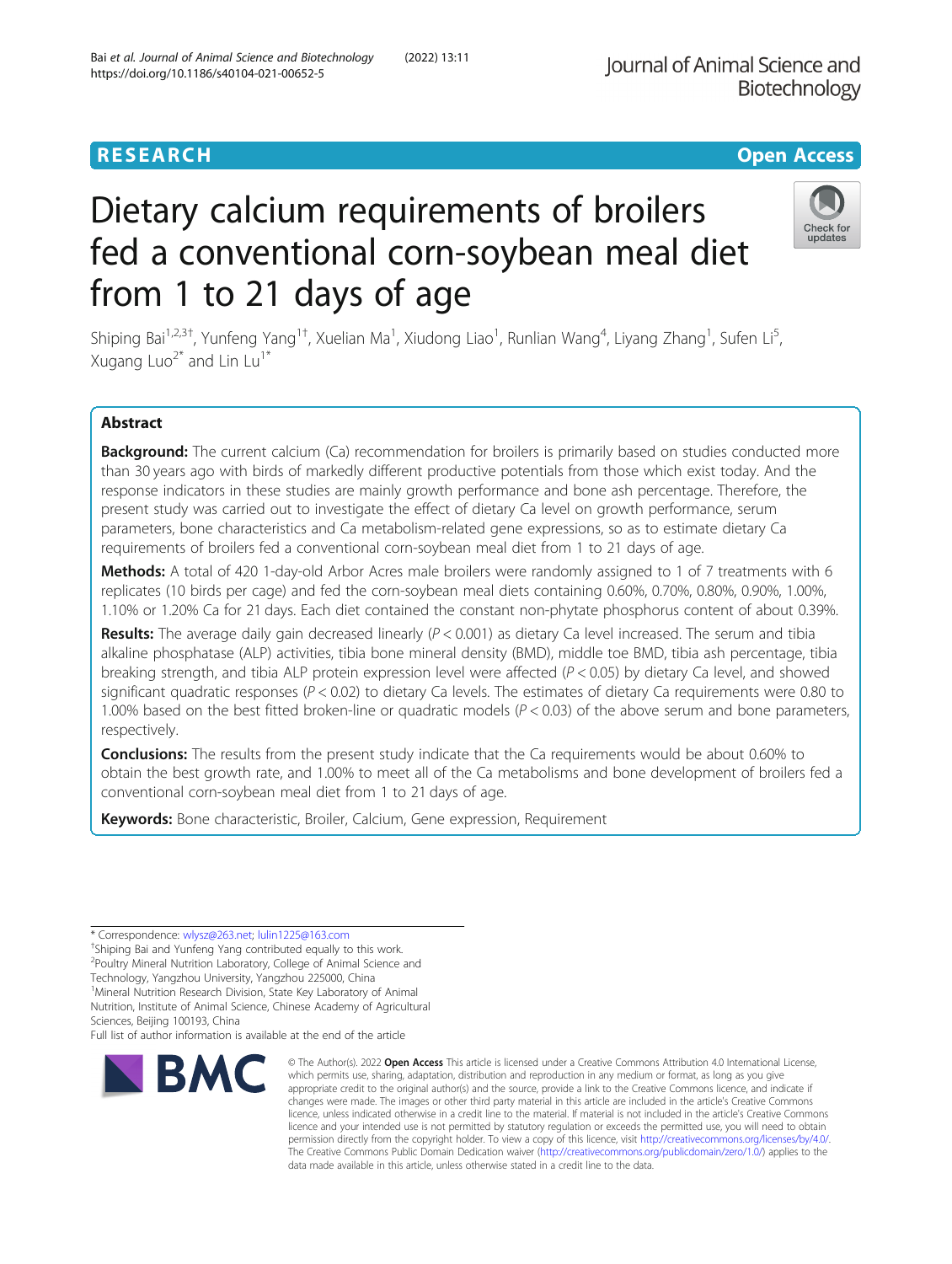RESEARCH

Open Access

# Dietary calcium requirements of broilers fed a conventional corn-soybean meal diet from 1 to 21 days of age

Shiping Bai[1,2,3†], Yunfeng Yang[1†], Xuelian Ma[1], Xiudong Liao[1], Runlian Wang[4], Liyang Zhang[1], Sufen Li[5], Xugang Luo[2*] and Lin Lu[1*]

## Abstract

**Background:** The current calcium (Ca) recommendation for broilers is primarily based on studies conducted more than 30 years ago with birds of markedly different productive potentials from those which exist today. And the response indicators in these studies are mainly growth performance and bone ash percentage. Therefore, the present study was carried out to investigate the effect of dietary Ca level on growth performance, serum parameters, bone characteristics and Ca metabolism-related gene expressions, so as to estimate dietary Ca requirements of broilers fed a conventional corn-soybean meal diet from 1 to 21 days of age.

**Methods:** A total of 420 1-day-old Arbor Acres male broilers were randomly assigned to 1 of 7 treatments with 6 replicates (10 birds per cage) and fed the corn-soybean meal diets containing 0.60%, 0.70%, 0.80%, 0.90%, 1.00%, 1.10% or 1.20% Ca for 21 days. Each diet contained the constant non-phytate phosphorus content of about 0.39%.

**Results:** The average daily gain decreased linearly ($P < 0.001$) as dietary Ca level increased. The serum and tibia alkaline phosphatase (ALP) activities, tibia bone mineral density (BMD), middle toe BMD, tibia ash percentage, tibia breaking strength, and tibia ALP protein expression level were affected ($P < 0.05$) by dietary Ca level, and showed significant quadratic responses ($P < 0.02$) to dietary Ca levels. The estimates of dietary Ca requirements were 0.80 to 1.00% based on the best fitted broken-line or quadratic models ($P < 0.03$) of the above serum and bone parameters, respectively.

**Conclusions:** The results from the present study indicate that the Ca requirements would be about 0.60% to obtain the best growth rate, and 1.00% to meet all of the Ca metabolisms and bone development of broilers fed a conventional corn-soybean meal diet from 1 to 21 days of age.

**Keywords:** Bone characteristic, Broiler, Calcium, Gene expression, Requirement

---

\* Correspondence: wlysz@263.net; lulin1225@163.com

†Shiping Bai and Yunfeng Yang contributed equally to this work.

[2]Poultry Mineral Nutrition Laboratory, College of Animal Science and Technology, Yangzhou University, Yangzhou 225000, China

[1]Mineral Nutrition Research Division, State Key Laboratory of Animal Nutrition, Institute of Animal Science, Chinese Academy of Agricultural Sciences, Beijing 100193, China

Full list of author information is available at the end of the article

© The Author(s). 2022 **Open Access** This article is licensed under a Creative Commons Attribution 4.0 International License, which permits use, sharing, adaptation, distribution and reproduction in any medium or format, as long as you give appropriate credit to the original author(s) and the source, provide a link to the Creative Commons licence, and indicate if changes were made. The images or other third party material in this article are included in the article's Creative Commons licence, unless indicated otherwise in a credit line to the material. If material is not included in the article's Creative Commons licence and your intended use is not permitted by statutory regulation or exceeds the permitted use, you will need to obtain permission directly from the copyright holder. To view a copy of this licence, visit http://creativecommons.org/licenses/by/4.0/. The Creative Commons Public Domain Dedication waiver (http://creativecommons.org/publicdomain/zero/1.0/) applies to the data made available in this article, unless otherwise stated in a credit line to the data.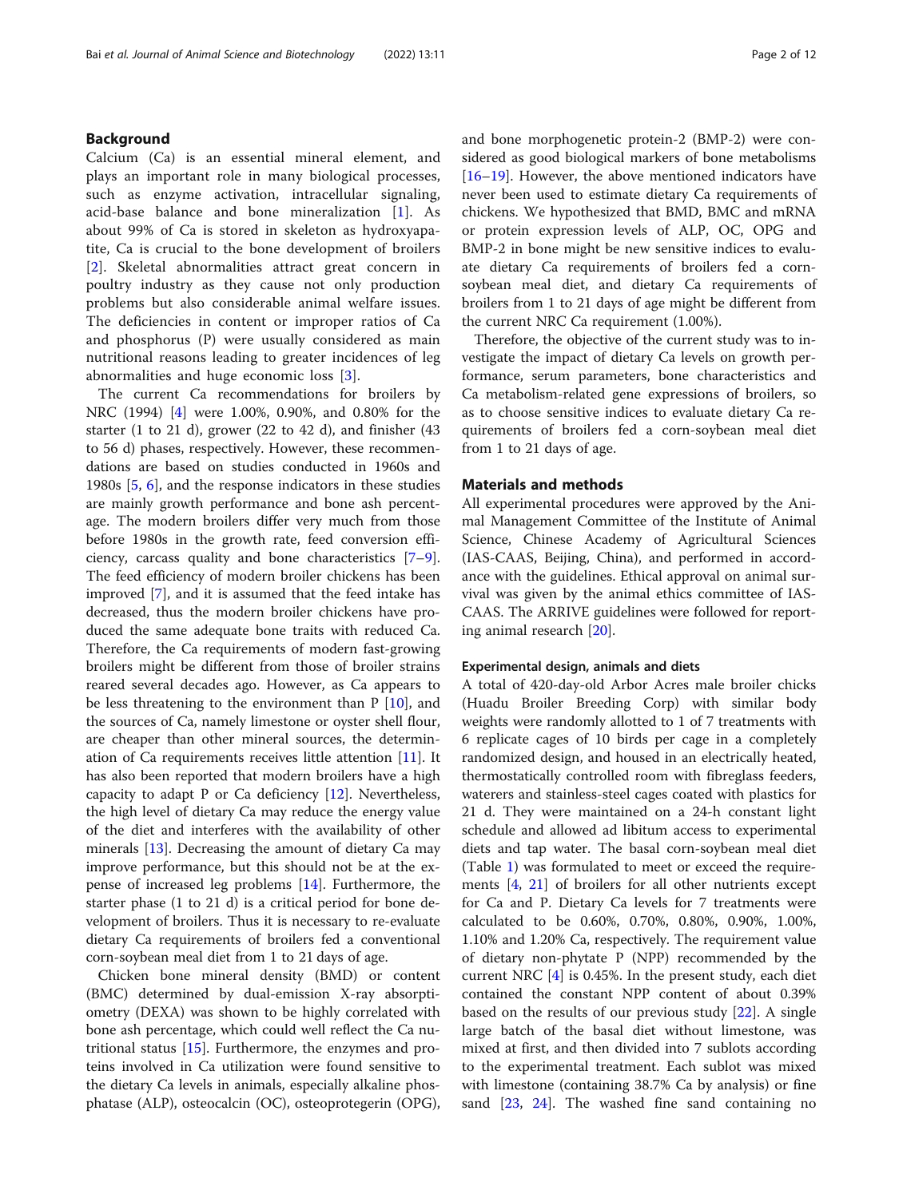## Background

Calcium (Ca) is an essential mineral element, and plays an important role in many biological processes, such as enzyme activation, intracellular signaling, acid-base balance and bone mineralization [1]. As about 99% of Ca is stored in skeleton as hydroxyapatite, Ca is crucial to the bone development of broilers [2]. Skeletal abnormalities attract great concern in poultry industry as they cause not only production problems but also considerable animal welfare issues. The deficiencies in content or improper ratios of Ca and phosphorus (P) were usually considered as main nutritional reasons leading to greater incidences of leg abnormalities and huge economic loss [3].

The current Ca recommendations for broilers by NRC (1994) [4] were 1.00%, 0.90%, and 0.80% for the starter (1 to 21 d), grower (22 to 42 d), and finisher (43 to 56 d) phases, respectively. However, these recommendations are based on studies conducted in 1960s and 1980s [5, 6], and the response indicators in these studies are mainly growth performance and bone ash percentage. The modern broilers differ very much from those before 1980s in the growth rate, feed conversion efficiency, carcass quality and bone characteristics [7–9]. The feed efficiency of modern broiler chickens has been improved [7], and it is assumed that the feed intake has decreased, thus the modern broiler chickens have produced the same adequate bone traits with reduced Ca. Therefore, the Ca requirements of modern fast-growing broilers might be different from those of broiler strains reared several decades ago. However, as Ca appears to be less threatening to the environment than P [10], and the sources of Ca, namely limestone or oyster shell flour, are cheaper than other mineral sources, the determination of Ca requirements receives little attention [11]. It has also been reported that modern broilers have a high capacity to adapt P or Ca deficiency [12]. Nevertheless, the high level of dietary Ca may reduce the energy value of the diet and interferes with the availability of other minerals [13]. Decreasing the amount of dietary Ca may improve performance, but this should not be at the expense of increased leg problems [14]. Furthermore, the starter phase (1 to 21 d) is a critical period for bone development of broilers. Thus it is necessary to re-evaluate dietary Ca requirements of broilers fed a conventional corn-soybean meal diet from 1 to 21 days of age.

Chicken bone mineral density (BMD) or content (BMC) determined by dual-emission X-ray absorptiometry (DEXA) was shown to be highly correlated with bone ash percentage, which could well reflect the Ca nutritional status [15]. Furthermore, the enzymes and proteins involved in Ca utilization were found sensitive to the dietary Ca levels in animals, especially alkaline phosphatase (ALP), osteocalcin (OC), osteoprotegerin (OPG), and bone morphogenetic protein-2 (BMP-2) were considered as good biological markers of bone metabolisms [16–19]. However, the above mentioned indicators have never been used to estimate dietary Ca requirements of chickens. We hypothesized that BMD, BMC and mRNA or protein expression levels of ALP, OC, OPG and BMP-2 in bone might be new sensitive indices to evaluate dietary Ca requirements of broilers fed a corn-soybean meal diet, and dietary Ca requirements of broilers from 1 to 21 days of age might be different from the current NRC Ca requirement (1.00%).

Therefore, the objective of the current study was to investigate the impact of dietary Ca levels on growth performance, serum parameters, bone characteristics and Ca metabolism-related gene expressions of broilers, so as to choose sensitive indices to evaluate dietary Ca requirements of broilers fed a corn-soybean meal diet from 1 to 21 days of age.

## Materials and methods

All experimental procedures were approved by the Animal Management Committee of the Institute of Animal Science, Chinese Academy of Agricultural Sciences (IAS-CAAS, Beijing, China), and performed in accordance with the guidelines. Ethical approval on animal survival was given by the animal ethics committee of IAS-CAAS. The ARRIVE guidelines were followed for reporting animal research [20].

### Experimental design, animals and diets

A total of 420-day-old Arbor Acres male broiler chicks (Huadu Broiler Breeding Corp) with similar body weights were randomly allotted to 1 of 7 treatments with 6 replicate cages of 10 birds per cage in a completely randomized design, and housed in an electrically heated, thermostatically controlled room with fibreglass feeders, waterers and stainless-steel cages coated with plastics for 21 d. They were maintained on a 24-h constant light schedule and allowed ad libitum access to experimental diets and tap water. The basal corn-soybean meal diet (Table 1) was formulated to meet or exceed the requirements [4, 21] of broilers for all other nutrients except for Ca and P. Dietary Ca levels for 7 treatments were calculated to be 0.60%, 0.70%, 0.80%, 0.90%, 1.00%, 1.10% and 1.20% Ca, respectively. The requirement value of dietary non-phytate P (NPP) recommended by the current NRC [4] is 0.45%. In the present study, each diet contained the constant NPP content of about 0.39% based on the results of our previous study [22]. A single large batch of the basal diet without limestone, was mixed at first, and then divided into 7 sublots according to the experimental treatment. Each sublot was mixed with limestone (containing 38.7% Ca by analysis) or fine sand [23, 24]. The washed fine sand containing no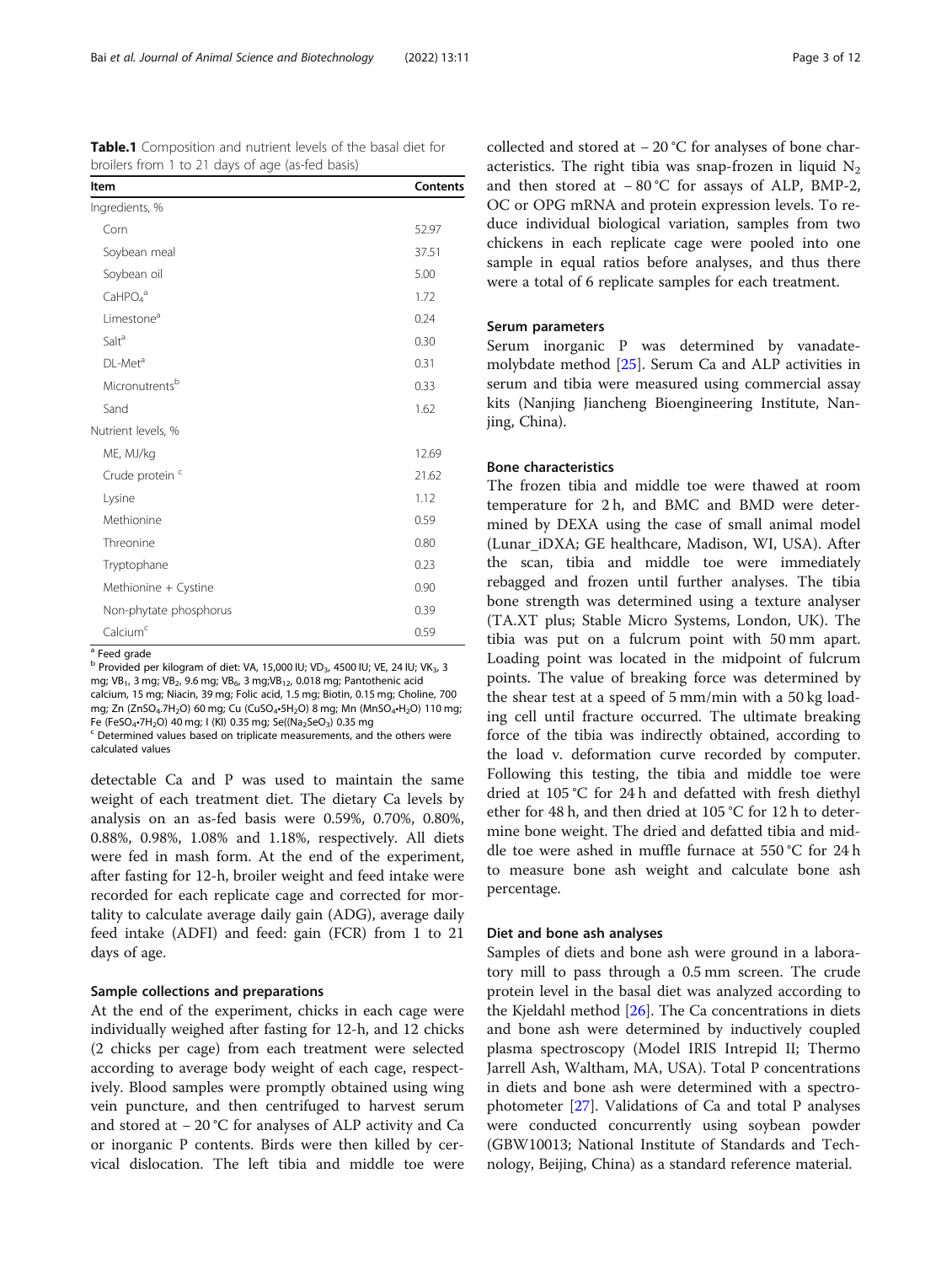**Table.1** Composition and nutrient levels of the basal diet for broilers from 1 to 21 days of age (as-fed basis)

| Item | Contents |
| --- | --- |
| Ingredients, % | |
| Corn | 52.97 |
| Soybean meal | 37.51 |
| Soybean oil | 5.00 |
| $CaHPO_4$ [a] | 1.72 |
| Limestone[a] | 0.24 |
| Salt[a] | 0.30 |
| DL-Met[a] | 0.31 |
| Micronutrents[b] | 0.33 |
| Sand | 1.62 |
| Nutrient levels, % | |
| ME, MJ/kg | 12.69 |
| Crude protein [c] | 21.62 |
| Lysine | 1.12 |
| Methionine | 0.59 |
| Threonine | 0.80 |
| Tryptophane | 0.23 |
| Methionine + Cystine | 0.90 |
| Non-phytate phosphorus | 0.39 |
| Calcium[c] | 0.59 |

[a] Feed grade

[b] Provided per kilogram of diet: VA, 15,000 IU; $VD_3$, 4500 IU; VE, 24 IU; $VK_3$, 3 mg; $VB_1$, 3 mg; $VB_2$, 9.6 mg; $VB_6$, 3 mg; $VB_{12}$, 0.018 mg; Pantothenic acid calcium, 15 mg; Niacin, 39 mg; Folic acid, 1.5 mg; Biotin, 0.15 mg; Choline, 700 mg; Zn ($ZnSO_4{\cdot}7H_2O$) 60 mg; Cu ($CuSO_4{\cdot}5H_2O$) 8 mg; Mn ($MnSO_4{\cdot}H_2O$) 110 mg; Fe ($FeSO_4{\cdot}7H_2O$) 40 mg; I (KI) 0.35 mg; Se($Na_2SeO_3$) 0.35 mg

[c] Determined values based on triplicate measurements, and the others were calculated values

detectable Ca and P was used to maintain the same weight of each treatment diet. The dietary Ca levels by analysis on an as-fed basis were 0.59%, 0.70%, 0.80%, 0.88%, 0.98%, 1.08% and 1.18%, respectively. All diets were fed in mash form. At the end of the experiment, after fasting for 12-h, broiler weight and feed intake were recorded for each replicate cage and corrected for mortality to calculate average daily gain (ADG), average daily feed intake (ADFI) and feed: gain (FCR) from 1 to 21 days of age.

### Sample collections and preparations

At the end of the experiment, chicks in each cage were individually weighed after fasting for 12-h, and 12 chicks (2 chicks per cage) from each treatment were selected according to average body weight of each cage, respectively. Blood samples were promptly obtained using wing vein puncture, and then centrifuged to harvest serum and stored at − 20 °C for analyses of ALP activity and Ca or inorganic P contents. Birds were then killed by cervical dislocation. The left tibia and middle toe were collected and stored at − 20 °C for analyses of bone characteristics. The right tibia was snap-frozen in liquid $N_2$ and then stored at − 80 °C for assays of ALP, BMP-2, OC or OPG mRNA and protein expression levels. To reduce individual biological variation, samples from two chickens in each replicate cage were pooled into one sample in equal ratios before analyses, and thus there were a total of 6 replicate samples for each treatment.

### Serum parameters

Serum inorganic P was determined by vanadate-molybdate method [25]. Serum Ca and ALP activities in serum and tibia were measured using commercial assay kits (Nanjing Jiancheng Bioengineering Institute, Nanjing, China).

### Bone characteristics

The frozen tibia and middle toe were thawed at room temperature for 2 h, and BMC and BMD were determined by DEXA using the case of small animal model (Lunar_iDXA; GE healthcare, Madison, WI, USA). After the scan, tibia and middle toe were immediately rebagged and frozen until further analyses. The tibia bone strength was determined using a texture analyser (TA.XT plus; Stable Micro Systems, London, UK). The tibia was put on a fulcrum point with 50 mm apart. Loading point was located in the midpoint of fulcrum points. The value of breaking force was determined by the shear test at a speed of 5 mm/min with a 50 kg loading cell until fracture occurred. The ultimate breaking force of the tibia was indirectly obtained, according to the load v. deformation curve recorded by computer. Following this testing, the tibia and middle toe were dried at 105 °C for 24 h and defatted with fresh diethyl ether for 48 h, and then dried at 105 °C for 12 h to determine bone weight. The dried and defatted tibia and middle toe were ashed in muffle furnace at 550 °C for 24 h to measure bone ash weight and calculate bone ash percentage.

### Diet and bone ash analyses

Samples of diets and bone ash were ground in a laboratory mill to pass through a 0.5 mm screen. The crude protein level in the basal diet was analyzed according to the Kjeldahl method [26]. The Ca concentrations in diets and bone ash were determined by inductively coupled plasma spectroscopy (Model IRIS Intrepid II; Thermo Jarrell Ash, Waltham, MA, USA). Total P concentrations in diets and bone ash were determined with a spectrophotometer [27]. Validations of Ca and total P analyses were conducted concurrently using soybean powder (GBW10013; National Institute of Standards and Technology, Beijing, China) as a standard reference material.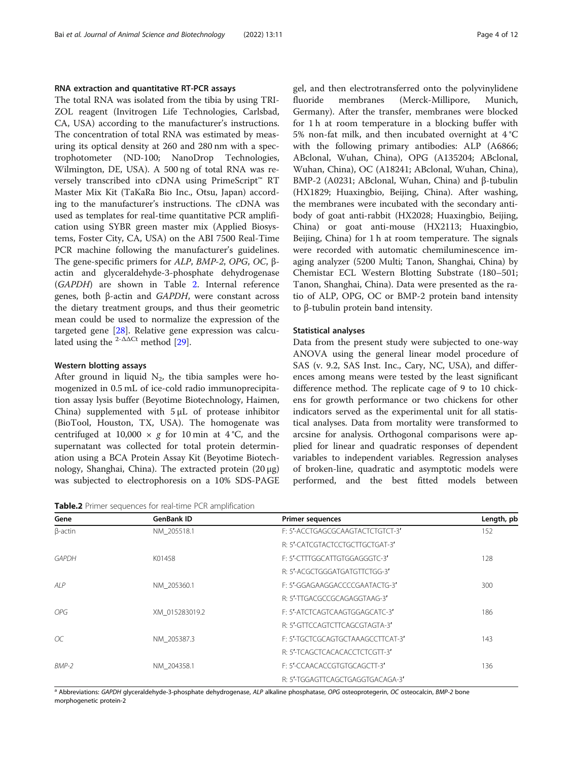### RNA extraction and quantitative RT-PCR assays

The total RNA was isolated from the tibia by using TRIZOL reagent (Invitrogen Life Technologies, Carlsbad, CA, USA) according to the manufacturer's instructions. The concentration of total RNA was estimated by measuring its optical density at 260 and 280 nm with a spectrophotometer (ND-100; NanoDrop Technologies, Wilmington, DE, USA). A 500 ng of total RNA was reversely transcribed into cDNA using PrimeScript™ RT Master Mix Kit (TaKaRa Bio Inc., Otsu, Japan) according to the manufacturer's instructions. The cDNA was used as templates for real-time quantitative PCR amplification using SYBR green master mix (Applied Biosystems, Foster City, CA, USA) on the ABI 7500 Real-Time PCR machine following the manufacturer's guidelines. The gene-specific primers for *ALP*, *BMP-2*, *OPG*, *OC*, β-actin and glyceraldehyde-3-phosphate dehydrogenase (*GAPDH*) are shown in Table 2. Internal reference genes, both β-actin and *GAPDH*, were constant across the dietary treatment groups, and thus their geometric mean could be used to normalize the expression of the targeted gene [28]. Relative gene expression was calculated using the $2^{-\Delta\Delta Ct}$ method [29].

### Western blotting assays

After ground in liquid $N_2$, the tibia samples were homogenized in 0.5 mL of ice-cold radio immunoprecipitation assay lysis buffer (Beyotime Biotechnology, Haimen, China) supplemented with 5 μL of protease inhibitor (BioTool, Houston, TX, USA). The homogenate was centrifuged at 10,000 × *g* for 10 min at 4 °C, and the supernatant was collected for total protein determination using a BCA Protein Assay Kit (Beyotime Biotechnology, Shanghai, China). The extracted protein (20 μg) was subjected to electrophoresis on a 10% SDS-PAGE gel, and then electrotransferred onto the polyvinylidene fluoride membranes (Merck-Millipore, Munich, Germany). After the transfer, membranes were blocked for 1 h at room temperature in a blocking buffer with 5% non-fat milk, and then incubated overnight at 4 °C with the following primary antibodies: ALP (A6866; ABclonal, Wuhan, China), OPG (A135204; ABclonal, Wuhan, China), OC (A18241; ABclonal, Wuhan, China), BMP-2 (A0231; ABclonal, Wuhan, China) and β-tubulin (HX1829; Huaxingbio, Beijing, China). After washing, the membranes were incubated with the secondary antibody of goat anti-rabbit (HX2028; Huaxingbio, Beijing, China) or goat anti-mouse (HX2113; Huaxingbio, Beijing, China) for 1 h at room temperature. The signals were recorded with automatic chemiluminescence imaging analyzer (5200 Multi; Tanon, Shanghai, China) by Chemistar ECL Western Blotting Substrate (180–501; Tanon, Shanghai, China). Data were presented as the ratio of ALP, OPG, OC or BMP-2 protein band intensity to β-tubulin protein band intensity.

### Statistical analyses

Data from the present study were subjected to one-way ANOVA using the general linear model procedure of SAS (v. 9.2, SAS Inst. Inc., Cary, NC, USA), and differences among means were tested by the least significant difference method. The replicate cage of 9 to 10 chickens for growth performance or two chickens for other indicators served as the experimental unit for all statistical analyses. Data from mortality were transformed to arcsine for analysis. Orthogonal comparisons were applied for linear and quadratic responses of dependent variables to independent variables. Regression analyses of broken-line, quadratic and asymptotic models were performed, and the best fitted models between

**Table.2** Primer sequences for real-time PCR amplification

| Gene | GenBank ID | Primer sequences | Length, pb |
|---|---|---|---|
| β-actin | NM_205518.1 | F: 5′-ACCTGAGCGCAAGTACTCTGTCT-3′ | 152 |
| | | R: 5′-CATCGTACTCCTGCTTGCTGAT-3′ | |
| *GAPDH* | K01458 | F: 5′-CTTTGGCATTGTGGAGGGTC-3′ | 128 |
| | | R: 5′-ACGCTGGGATGATGTTCTGG-3′ | |
| *ALP* | NM_205360.1 | F: 5′-GGAGAAGGACCCCGAATACTG-3′ | 300 |
| | | R: 5′-TTGACGCCGCAGAGGTAAG-3′ | |
| *OPG* | XM_015283019.2 | F: 5′-ATCTCAGTCAAGTGGAGCATC-3′ | 186 |
| | | R: 5′-GTTCCAGTCTTCAGCGTAGTA-3′ | |
| *OC* | NM_205387.3 | F: 5′-TGCTCGCAGTGCTAAAGCCTTCAT-3′ | 143 |
| | | R: 5′-TCAGCTCACACACCTCTCGTT-3′ | |
| *BMP-2* | NM_204358.1 | F: 5′-CCAACACCGTGTGCAGCTT-3′ | 136 |
| | | R: 5′-TGGAGTTCAGCTGAGGTGACAGA-3′ | |

[a] Abbreviations: *GAPDH* glyceraldehyde-3-phosphate dehydrogenase, *ALP* alkaline phosphatase, *OPG* osteoprotegerin, *OC* osteocalcin, *BMP-2* bone morphogenetic protein-2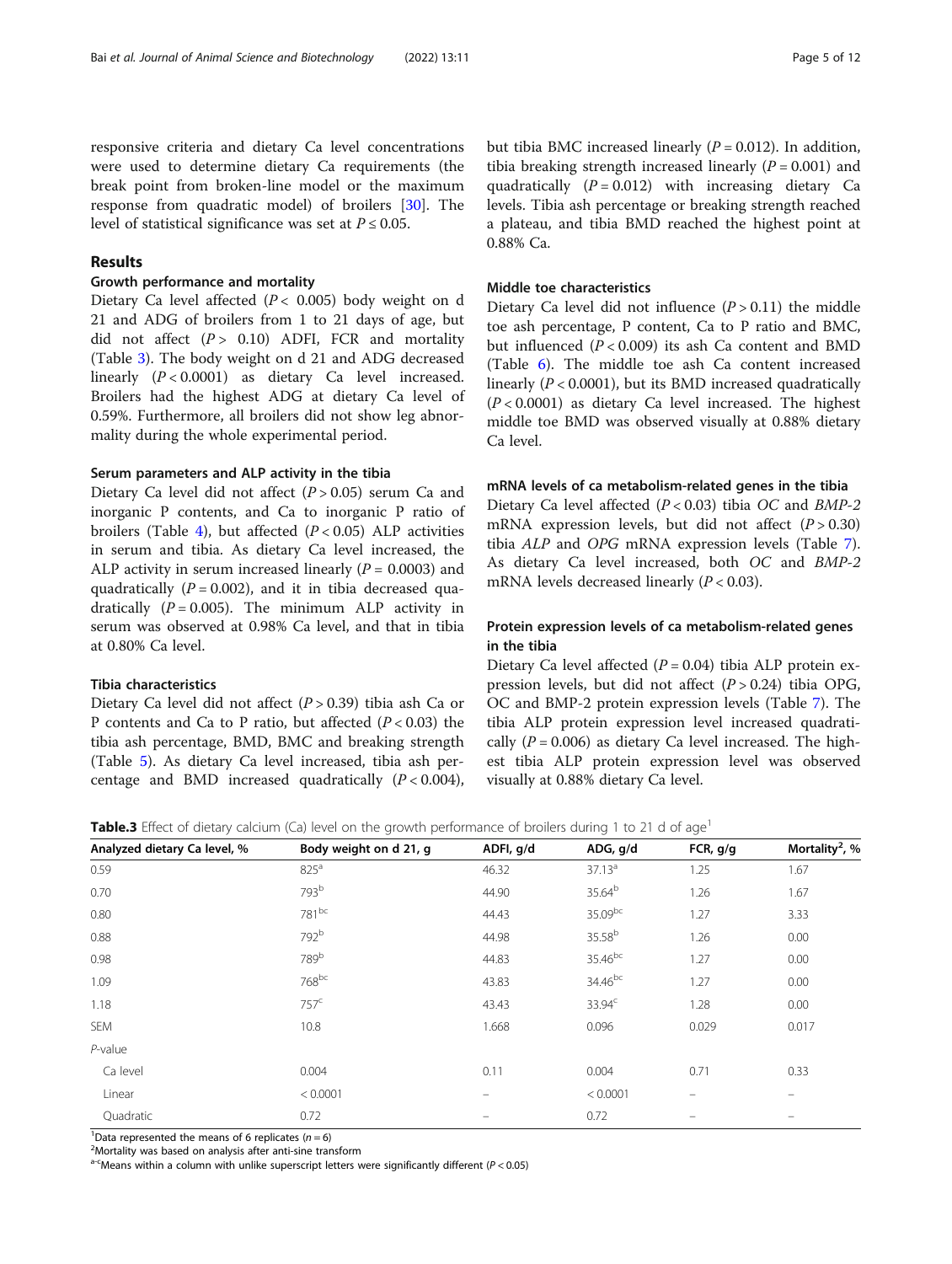responsive criteria and dietary Ca level concentrations were used to determine dietary Ca requirements (the break point from broken-line model or the maximum response from quadratic model) of broilers [30]. The level of statistical significance was set at $P \leq 0.05$.

## Results

### Growth performance and mortality

Dietary Ca level affected ($P < 0.005$) body weight on d 21 and ADG of broilers from 1 to 21 days of age, but did not affect ($P > 0.10$) ADFI, FCR and mortality (Table 3). The body weight on d 21 and ADG decreased linearly ($P < 0.0001$) as dietary Ca level increased. Broilers had the highest ADG at dietary Ca level of 0.59%. Furthermore, all broilers did not show leg abnormality during the whole experimental period.

### Serum parameters and ALP activity in the tibia

Dietary Ca level did not affect ($P > 0.05$) serum Ca and inorganic P contents, and Ca to inorganic P ratio of broilers (Table 4), but affected ($P < 0.05$) ALP activities in serum and tibia. As dietary Ca level increased, the ALP activity in serum increased linearly ($P = 0.0003$) and quadratically ($P = 0.002$), and it in tibia decreased quadratically ($P = 0.005$). The minimum ALP activity in serum was observed at 0.98% Ca level, and that in tibia at 0.80% Ca level.

### Tibia characteristics

Dietary Ca level did not affect ($P > 0.39$) tibia ash Ca or P contents and Ca to P ratio, but affected ($P < 0.03$) the tibia ash percentage, BMD, BMC and breaking strength (Table 5). As dietary Ca level increased, tibia ash percentage and BMD increased quadratically ($P < 0.004$), but tibia BMC increased linearly ($P = 0.012$). In addition, tibia breaking strength increased linearly ($P = 0.001$) and quadratically ($P = 0.012$) with increasing dietary Ca levels. Tibia ash percentage or breaking strength reached a plateau, and tibia BMD reached the highest point at 0.88% Ca.

### Middle toe characteristics

Dietary Ca level did not influence ($P > 0.11$) the middle toe ash percentage, P content, Ca to P ratio and BMC, but influenced ($P < 0.009$) its ash Ca content and BMD (Table 6). The middle toe ash Ca content increased linearly ($P < 0.0001$), but its BMD increased quadratically ($P < 0.0001$) as dietary Ca level increased. The highest middle toe BMD was observed visually at 0.88% dietary Ca level.

### mRNA levels of ca metabolism-related genes in the tibia

Dietary Ca level affected ($P < 0.03$) tibia *OC* and *BMP-2* mRNA expression levels, but did not affect ($P > 0.30$) tibia *ALP* and *OPG* mRNA expression levels (Table 7). As dietary Ca level increased, both *OC* and *BMP-2* mRNA levels decreased linearly ($P < 0.03$).

### Protein expression levels of ca metabolism-related genes in the tibia

Dietary Ca level affected ($P = 0.04$) tibia ALP protein expression levels, but did not affect ($P > 0.24$) tibia OPG, OC and BMP-2 protein expression levels (Table 7). The tibia ALP protein expression level increased quadratically ($P = 0.006$) as dietary Ca level increased. The highest tibia ALP protein expression level was observed visually at 0.88% dietary Ca level.

**Table.3** Effect of dietary calcium (Ca) level on the growth performance of broilers during 1 to 21 d of age[1]

| Analyzed dietary Ca level, % | Body weight on d 21, g | ADFI, g/d | ADG, g/d | FCR, g/g | Mortality[2], % |
|---|---|---|---|---|---|
| 0.59 | 825[a] | 46.32 | 37.13[a] | 1.25 | 1.67 |
| 0.70 | 793[b] | 44.90 | 35.64[b] | 1.26 | 1.67 |
| 0.80 | 781[bc] | 44.43 | 35.09[bc] | 1.27 | 3.33 |
| 0.88 | 792[b] | 44.98 | 35.58[b] | 1.26 | 0.00 |
| 0.98 | 789[b] | 44.83 | 35.46[bc] | 1.27 | 0.00 |
| 1.09 | 768[bc] | 43.83 | 34.46[bc] | 1.27 | 0.00 |
| 1.18 | 757[c] | 43.43 | 33.94[c] | 1.28 | 0.00 |
| SEM | 10.8 | 1.668 | 0.096 | 0.029 | 0.017 |
| *P*-value | | | | | |
| Ca level | 0.004 | 0.11 | 0.004 | 0.71 | 0.33 |
| Linear | < 0.0001 | – | < 0.0001 | – | – |
| Quadratic | 0.72 | – | 0.72 | – | – |

[1]Data represented the means of 6 replicates ($n = 6$)

[2]Mortality was based on analysis after anti-sine transform

[a-c]Means within a column with unlike superscript letters were significantly different ($P < 0.05$)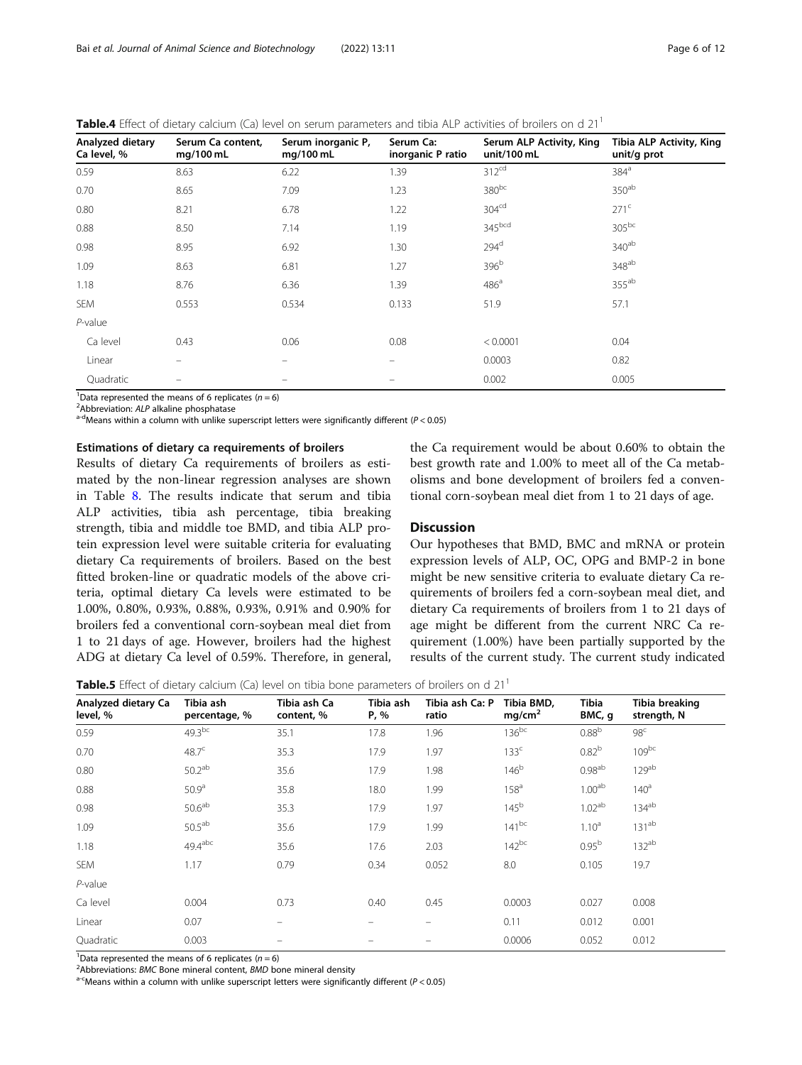**Table.4** Effect of dietary calcium (Ca) level on serum parameters and tibia ALP activities of broilers on d 21[1]

| Analyzed dietary Ca level, % | Serum Ca content, mg/100 mL | Serum inorganic P, mg/100 mL | Serum Ca: inorganic P ratio | Serum ALP Activity, King unit/100 mL | Tibia ALP Activity, King unit/g prot |
|---|---|---|---|---|---|
| 0.59 | 8.63 | 6.22 | 1.39 | 312[cd] | 384[a] |
| 0.70 | 8.65 | 7.09 | 1.23 | 380[bc] | 350[ab] |
| 0.80 | 8.21 | 6.78 | 1.22 | 304[cd] | 271[c] |
| 0.88 | 8.50 | 7.14 | 1.19 | 345[bcd] | 305[bc] |
| 0.98 | 8.95 | 6.92 | 1.30 | 294[d] | 340[ab] |
| 1.09 | 8.63 | 6.81 | 1.27 | 396[b] | 348[ab] |
| 1.18 | 8.76 | 6.36 | 1.39 | 486[a] | 355[ab] |
| SEM | 0.553 | 0.534 | 0.133 | 51.9 | 57.1 |
| *P*-value | | | | | |
| Ca level | 0.43 | 0.06 | 0.08 | < 0.0001 | 0.04 |
| Linear | – | – | – | 0.0003 | 0.82 |
| Quadratic | – | – | – | 0.002 | 0.005 |

[1]Data represented the means of 6 replicates ($n = 6$)
[2]Abbreviation: *ALP* alkaline phosphatase
[a-d]Means within a column with unlike superscript letters were significantly different ($P < 0.05$)

#### Estimations of dietary ca requirements of broilers

Results of dietary Ca requirements of broilers as estimated by the non-linear regression analyses are shown in Table 8. The results indicate that serum and tibia ALP activities, tibia ash percentage, tibia breaking strength, tibia and middle toe BMD, and tibia ALP protein expression level were suitable criteria for evaluating dietary Ca requirements of broilers. Based on the best fitted broken-line or quadratic models of the above criteria, optimal dietary Ca levels were estimated to be 1.00%, 0.80%, 0.93%, 0.88%, 0.93%, 0.91% and 0.90% for broilers fed a conventional corn-soybean meal diet from 1 to 21 days of age. However, broilers had the highest ADG at dietary Ca level of 0.59%. Therefore, in general, the Ca requirement would be about 0.60% to obtain the best growth rate and 1.00% to meet all of the Ca metabolisms and bone development of broilers fed a conventional corn-soybean meal diet from 1 to 21 days of age.

## Discussion

Our hypotheses that BMD, BMC and mRNA or protein expression levels of ALP, OC, OPG and BMP-2 in bone might be new sensitive criteria to evaluate dietary Ca requirements of broilers fed a corn-soybean meal diet, and dietary Ca requirements of broilers from 1 to 21 days of age might be different from the current NRC Ca requirement (1.00%) have been partially supported by the results of the current study. The current study indicated

**Table.5** Effect of dietary calcium (Ca) level on tibia bone parameters of broilers on d 21[1]

| Analyzed dietary Ca level, % | Tibia ash percentage, % | Tibia ash Ca content, % | Tibia ash P, % | Tibia ash Ca: P ratio | Tibia BMD, mg/cm$^2$ | Tibia BMC, g | Tibia breaking strength, N |
|---|---|---|---|---|---|---|---|
| 0.59 | 49.3[bc] | 35.1 | 17.8 | 1.96 | 136[bc] | 0.88[b] | 98[c] |
| 0.70 | 48.7[c] | 35.3 | 17.9 | 1.97 | 133[c] | 0.82[b] | 109[bc] |
| 0.80 | 50.2[ab] | 35.6 | 17.9 | 1.98 | 146[b] | 0.98[ab] | 129[ab] |
| 0.88 | 50.9[a] | 35.8 | 18.0 | 1.99 | 158[a] | 1.00[ab] | 140[a] |
| 0.98 | 50.6[ab] | 35.3 | 17.9 | 1.97 | 145[b] | 1.02[ab] | 134[ab] |
| 1.09 | 50.5[ab] | 35.6 | 17.9 | 1.99 | 141[bc] | 1.10[a] | 131[ab] |
| 1.18 | 49.4[abc] | 35.6 | 17.6 | 2.03 | 142[bc] | 0.95[b] | 132[ab] |
| SEM | 1.17 | 0.79 | 0.34 | 0.052 | 8.0 | 0.105 | 19.7 |
| *P*-value | | | | | | | |
| Ca level | 0.004 | 0.73 | 0.40 | 0.45 | 0.0003 | 0.027 | 0.008 |
| Linear | 0.07 | – | – | – | 0.11 | 0.012 | 0.001 |
| Quadratic | 0.003 | – | – | – | 0.0006 | 0.052 | 0.012 |

[1]Data represented the means of 6 replicates ($n = 6$)
[2]Abbreviations: *BMC* Bone mineral content, *BMD* bone mineral density
[a-c]Means within a column with unlike superscript letters were significantly different ($P < 0.05$)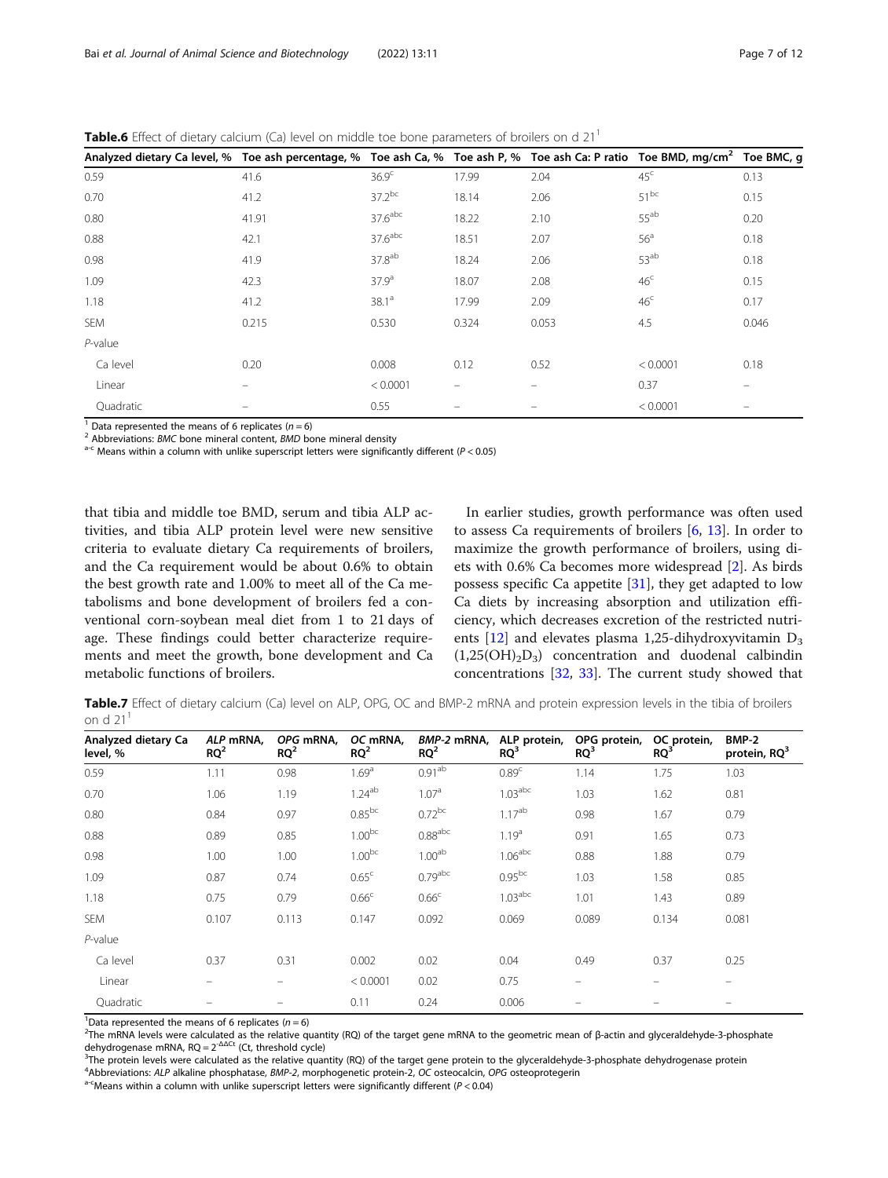**Table.6** Effect of dietary calcium (Ca) level on middle toe bone parameters of broilers on d 21[1]

| Analyzed dietary Ca level, % | Toe ash percentage, % | Toe ash Ca, % | Toe ash P, % | Toe ash Ca: P ratio | Toe BMD, mg/cm[2] | Toe BMC, g |
|---|---|---|---|---|---|---|
| 0.59 | 41.6 | 36.9[c] | 17.99 | 2.04 | 45[c] | 0.13 |
| 0.70 | 41.2 | 37.2[bc] | 18.14 | 2.06 | 51[bc] | 0.15 |
| 0.80 | 41.91 | 37.6[abc] | 18.22 | 2.10 | 55[ab] | 0.20 |
| 0.88 | 42.1 | 37.6[abc] | 18.51 | 2.07 | 56[a] | 0.18 |
| 0.98 | 41.9 | 37.8[ab] | 18.24 | 2.06 | 53[ab] | 0.18 |
| 1.09 | 42.3 | 37.9[a] | 18.07 | 2.08 | 46[c] | 0.15 |
| 1.18 | 41.2 | 38.1[a] | 17.99 | 2.09 | 46[c] | 0.17 |
| SEM | 0.215 | 0.530 | 0.324 | 0.053 | 4.5 | 0.046 |
| *P*-value | | | | | | |
| Ca level | 0.20 | 0.008 | 0.12 | 0.52 | < 0.0001 | 0.18 |
| Linear | – | < 0.0001 | – | – | 0.37 | – |
| Quadratic | – | 0.55 | – | – | < 0.0001 | – |

[1] Data represented the means of 6 replicates ($n = 6$)
[2] Abbreviations: *BMC* bone mineral content, *BMD* bone mineral density
[a-c] Means within a column with unlike superscript letters were significantly different ($P < 0.05$)

that tibia and middle toe BMD, serum and tibia ALP activities, and tibia ALP protein level were new sensitive criteria to evaluate dietary Ca requirements of broilers, and the Ca requirement would be about 0.6% to obtain the best growth rate and 1.00% to meet all of the Ca metabolisms and bone development of broilers fed a conventional corn-soybean meal diet from 1 to 21 days of age. These findings could better characterize requirements and meet the growth, bone development and Ca metabolic functions of broilers.

In earlier studies, growth performance was often used to assess Ca requirements of broilers [6, 13]. In order to maximize the growth performance of broilers, using diets with 0.6% Ca becomes more widespread [2]. As birds possess specific Ca appetite [31], they get adapted to low Ca diets by increasing absorption and utilization efficiency, which decreases excretion of the restricted nutrients [12] and elevates plasma 1,25-dihydroxyvitamin $D_3$ ($1,25(OH)_2D_3$) concentration and duodenal calbindin concentrations [32, 33]. The current study showed that

**Table.7** Effect of dietary calcium (Ca) level on ALP, OPG, OC and BMP-2 mRNA and protein expression levels in the tibia of broilers on d 21[1]

| Analyzed dietary Ca level, % | *ALP* mRNA, RQ[2] | *OPG* mRNA, RQ[2] | *OC* mRNA, RQ[2] | *BMP-2* mRNA, RQ[2] | ALP protein, RQ[3] | OPG protein, RQ[3] | OC protein, RQ[3] | BMP-2 protein, RQ[3] |
|---|---|---|---|---|---|---|---|---|
| 0.59 | 1.11 | 0.98 | 1.69[a] | 0.91[ab] | 0.89[c] | 1.14 | 1.75 | 1.03 |
| 0.70 | 1.06 | 1.19 | 1.24[ab] | 1.07[a] | 1.03[abc] | 1.03 | 1.62 | 0.81 |
| 0.80 | 0.84 | 0.97 | 0.85[bc] | 0.72[bc] | 1.17[ab] | 0.98 | 1.67 | 0.79 |
| 0.88 | 0.89 | 0.85 | 1.00[bc] | 0.88[abc] | 1.19[a] | 0.91 | 1.65 | 0.73 |
| 0.98 | 1.00 | 1.00 | 1.00[bc] | 1.00[ab] | 1.06[abc] | 0.88 | 1.88 | 0.79 |
| 1.09 | 0.87 | 0.74 | 0.65[c] | 0.79[abc] | 0.95[bc] | 1.03 | 1.58 | 0.85 |
| 1.18 | 0.75 | 0.79 | 0.66[c] | 0.66[c] | 1.03[abc] | 1.01 | 1.43 | 0.89 |
| SEM | 0.107 | 0.113 | 0.147 | 0.092 | 0.069 | 0.089 | 0.134 | 0.081 |
| *P*-value | | | | | | | | |
| Ca level | 0.37 | 0.31 | 0.002 | 0.02 | 0.04 | 0.49 | 0.37 | 0.25 |
| Linear | – | – | < 0.0001 | 0.02 | 0.75 | – | – | – |
| Quadratic | – | – | 0.11 | 0.24 | 0.006 | – | – | – |

[1]Data represented the means of 6 replicates ($n = 6$)
[2]The mRNA levels were calculated as the relative quantity (RQ) of the target gene mRNA to the geometric mean of β-actin and glyceraldehyde-3-phosphate dehydrogenase mRNA, RQ = $2^{-\Delta\Delta Ct}$ (Ct, threshold cycle)
[3]The protein levels were calculated as the relative quantity (RQ) of the target gene protein to the glyceraldehyde-3-phosphate dehydrogenase protein
[4]Abbreviations: *ALP* alkaline phosphatase, *BMP-2*, morphogenetic protein-2, *OC* osteocalcin, *OPG* osteoprotegerin
[a-c]Means within a column with unlike superscript letters were significantly different ($P < 0.04$)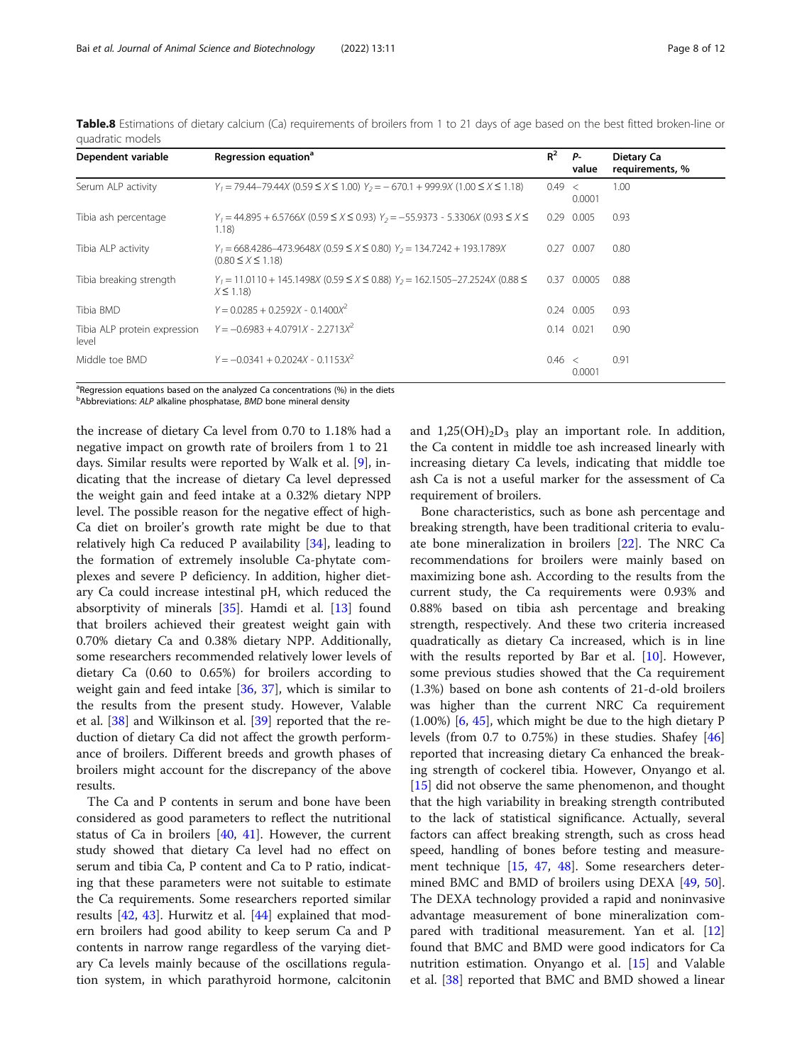**Table.8** Estimations of dietary calcium (Ca) requirements of broilers from 1 to 21 days of age based on the best fitted broken-line or quadratic models

| Dependent variable | Regression equation[a] | $R^2$ | *P*-value | Dietary Ca requirements, % |
|---|---|---|---|---|
| Serum ALP activity | $Y_1 = 79.44–79.44X$ ($0.59 \le X \le 1.00$) $Y_2 = -670.1 + 999.9X$ ($1.00 \le X \le 1.18$) | 0.49 | < 0.0001 | 1.00 |
| Tibia ash percentage | $Y_1 = 44.895 + 6.5766X$ ($0.59 \le X \le 0.93$) $Y_2 = -55.9373 - 5.3306X$ ($0.93 \le X \le 1.18$) | 0.29 | 0.005 | 0.93 |
| Tibia ALP activity | $Y_1 = 668.4286–473.9648X$ ($0.59 \le X \le 0.80$) $Y_2 = 134.7242 + 193.1789X$ ($0.80 \le X \le 1.18$) | 0.27 | 0.007 | 0.80 |
| Tibia breaking strength | $Y_1 = 11.0110 + 145.1498X$ ($0.59 \le X \le 0.88$) $Y_2 = 162.1505–27.2524X$ ($0.88 \le X \le 1.18$) | 0.37 | 0.0005 | 0.88 |
| Tibia BMD | $Y = 0.0285 + 0.2592X - 0.1400X^2$ | 0.24 | 0.005 | 0.93 |
| Tibia ALP protein expression level | $Y = -0.6983 + 4.0791X - 2.2713X^2$ | 0.14 | 0.021 | 0.90 |
| Middle toe BMD | $Y = -0.0341 + 0.2024X - 0.1153X^2$ | 0.46 | < 0.0001 | 0.91 |

[a]Regression equations based on the analyzed Ca concentrations (%) in the diets
[b]Abbreviations: *ALP* alkaline phosphatase, *BMD* bone mineral density

the increase of dietary Ca level from 0.70 to 1.18% had a negative impact on growth rate of broilers from 1 to 21 days. Similar results were reported by Walk et al. [9], indicating that the increase of dietary Ca level depressed the weight gain and feed intake at a 0.32% dietary NPP level. The possible reason for the negative effect of high-Ca diet on broiler's growth rate might be due to that relatively high Ca reduced P availability [34], leading to the formation of extremely insoluble Ca-phytate complexes and severe P deficiency. In addition, higher dietary Ca could increase intestinal pH, which reduced the absorptivity of minerals [35]. Hamdi et al. [13] found that broilers achieved their greatest weight gain with 0.70% dietary Ca and 0.38% dietary NPP. Additionally, some researchers recommended relatively lower levels of dietary Ca (0.60 to 0.65%) for broilers according to weight gain and feed intake [36, 37], which is similar to the results from the present study. However, Valable et al. [38] and Wilkinson et al. [39] reported that the reduction of dietary Ca did not affect the growth performance of broilers. Different breeds and growth phases of broilers might account for the discrepancy of the above results.

The Ca and P contents in serum and bone have been considered as good parameters to reflect the nutritional status of Ca in broilers [40, 41]. However, the current study showed that dietary Ca level had no effect on serum and tibia Ca, P content and Ca to P ratio, indicating that these parameters were not suitable to estimate the Ca requirements. Some researchers reported similar results [42, 43]. Hurwitz et al. [44] explained that modern broilers had good ability to keep serum Ca and P contents in narrow range regardless of the varying dietary Ca levels mainly because of the oscillations regulation system, in which parathyroid hormone, calcitonin and $1,25(OH)_2D_3$ play an important role. In addition, the Ca content in middle toe ash increased linearly with increasing dietary Ca levels, indicating that middle toe ash Ca is not a useful marker for the assessment of Ca requirement of broilers.

Bone characteristics, such as bone ash percentage and breaking strength, have been traditional criteria to evaluate bone mineralization in broilers [22]. The NRC Ca recommendations for broilers were mainly based on maximizing bone ash. According to the results from the current study, the Ca requirements were 0.93% and 0.88% based on tibia ash percentage and breaking strength, respectively. And these two criteria increased quadratically as dietary Ca increased, which is in line with the results reported by Bar et al. [10]. However, some previous studies showed that the Ca requirement (1.3%) based on bone ash contents of 21-d-old broilers was higher than the current NRC Ca requirement (1.00%) [6, 45], which might be due to the high dietary P levels (from 0.7 to 0.75%) in these studies. Shafey [46] reported that increasing dietary Ca enhanced the breaking strength of cockerel tibia. However, Onyango et al. [15] did not observe the same phenomenon, and thought that the high variability in breaking strength contributed to the lack of statistical significance. Actually, several factors can affect breaking strength, such as cross head speed, handling of bones before testing and measurement technique [15, 47, 48]. Some researchers determined BMC and BMD of broilers using DEXA [49, 50]. The DEXA technology provided a rapid and noninvasive advantage measurement of bone mineralization compared with traditional measurement. Yan et al. [12] found that BMC and BMD were good indicators for Ca nutrition estimation. Onyango et al. [15] and Valable et al. [38] reported that BMC and BMD showed a linear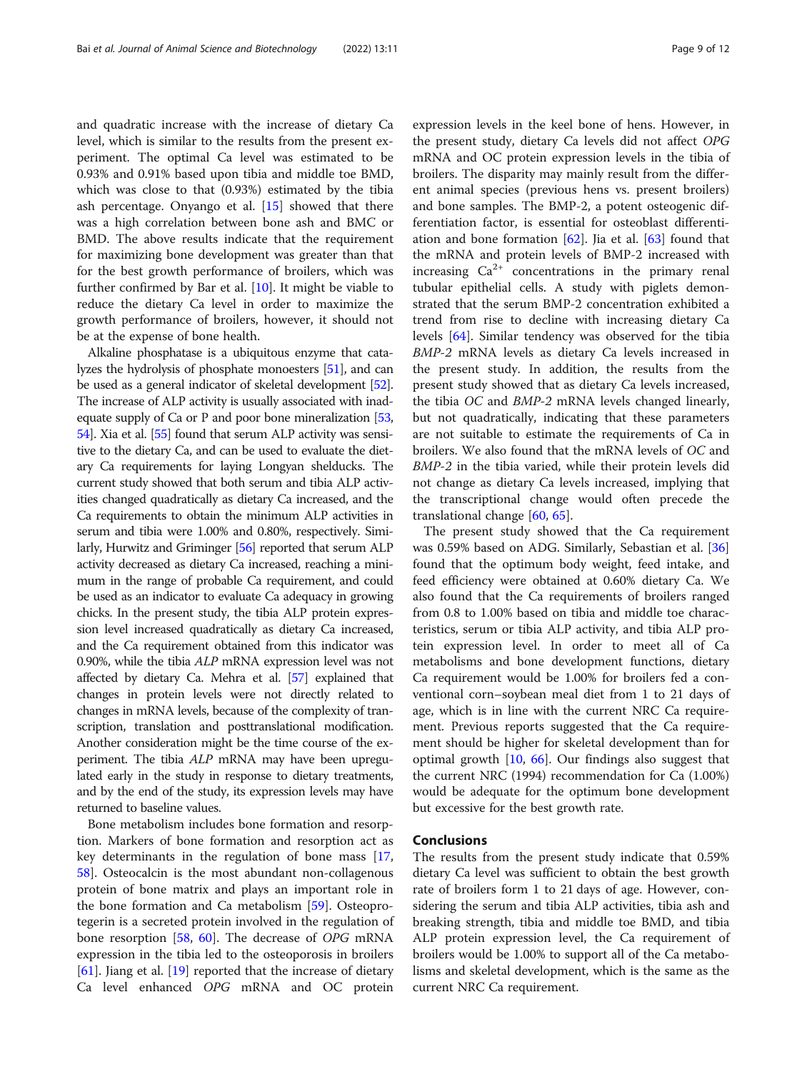and quadratic increase with the increase of dietary Ca level, which is similar to the results from the present experiment. The optimal Ca level was estimated to be 0.93% and 0.91% based upon tibia and middle toe BMD, which was close to that (0.93%) estimated by the tibia ash percentage. Onyango et al. [15] showed that there was a high correlation between bone ash and BMC or BMD. The above results indicate that the requirement for maximizing bone development was greater than that for the best growth performance of broilers, which was further confirmed by Bar et al. [10]. It might be viable to reduce the dietary Ca level in order to maximize the growth performance of broilers, however, it should not be at the expense of bone health.

Alkaline phosphatase is a ubiquitous enzyme that catalyzes the hydrolysis of phosphate monoesters [51], and can be used as a general indicator of skeletal development [52]. The increase of ALP activity is usually associated with inadequate supply of Ca or P and poor bone mineralization [53, 54]. Xia et al. [55] found that serum ALP activity was sensitive to the dietary Ca, and can be used to evaluate the dietary Ca requirements for laying Longyan shelducks. The current study showed that both serum and tibia ALP activities changed quadratically as dietary Ca increased, and the Ca requirements to obtain the minimum ALP activities in serum and tibia were 1.00% and 0.80%, respectively. Similarly, Hurwitz and Griminger [56] reported that serum ALP activity decreased as dietary Ca increased, reaching a minimum in the range of probable Ca requirement, and could be used as an indicator to evaluate Ca adequacy in growing chicks. In the present study, the tibia ALP protein expression level increased quadratically as dietary Ca increased, and the Ca requirement obtained from this indicator was 0.90%, while the tibia *ALP* mRNA expression level was not affected by dietary Ca. Mehra et al. [57] explained that changes in protein levels were not directly related to changes in mRNA levels, because of the complexity of transcription, translation and posttranslational modification. Another consideration might be the time course of the experiment. The tibia *ALP* mRNA may have been upregulated early in the study in response to dietary treatments, and by the end of the study, its expression levels may have returned to baseline values.

Bone metabolism includes bone formation and resorption. Markers of bone formation and resorption act as key determinants in the regulation of bone mass [17, 58]. Osteocalcin is the most abundant non-collagenous protein of bone matrix and plays an important role in the bone formation and Ca metabolism [59]. Osteoprotegerin is a secreted protein involved in the regulation of bone resorption [58, 60]. The decrease of *OPG* mRNA expression in the tibia led to the osteoporosis in broilers [61]. Jiang et al. [19] reported that the increase of dietary Ca level enhanced *OPG* mRNA and OC protein expression levels in the keel bone of hens. However, in the present study, dietary Ca levels did not affect *OPG* mRNA and OC protein expression levels in the tibia of broilers. The disparity may mainly result from the different animal species (previous hens vs. present broilers) and bone samples. The BMP-2, a potent osteogenic differentiation factor, is essential for osteoblast differentiation and bone formation [62]. Jia et al. [63] found that the mRNA and protein levels of BMP-2 increased with increasing $Ca^{2+}$ concentrations in the primary renal tubular epithelial cells. A study with piglets demonstrated that the serum BMP-2 concentration exhibited a trend from rise to decline with increasing dietary Ca levels [64]. Similar tendency was observed for the tibia *BMP-2* mRNA levels as dietary Ca levels increased in the present study. In addition, the results from the present study showed that as dietary Ca levels increased, the tibia *OC* and *BMP-2* mRNA levels changed linearly, but not quadratically, indicating that these parameters are not suitable to estimate the requirements of Ca in broilers. We also found that the mRNA levels of *OC* and *BMP-2* in the tibia varied, while their protein levels did not change as dietary Ca levels increased, implying that the transcriptional change would often precede the translational change [60, 65].

The present study showed that the Ca requirement was 0.59% based on ADG. Similarly, Sebastian et al. [36] found that the optimum body weight, feed intake, and feed efficiency were obtained at 0.60% dietary Ca. We also found that the Ca requirements of broilers ranged from 0.8 to 1.00% based on tibia and middle toe characteristics, serum or tibia ALP activity, and tibia ALP protein expression level. In order to meet all of Ca metabolisms and bone development functions, dietary Ca requirement would be 1.00% for broilers fed a conventional corn–soybean meal diet from 1 to 21 days of age, which is in line with the current NRC Ca requirement. Previous reports suggested that the Ca requirement should be higher for skeletal development than for optimal growth [10, 66]. Our findings also suggest that the current NRC (1994) recommendation for Ca (1.00%) would be adequate for the optimum bone development but excessive for the best growth rate.

## Conclusions

The results from the present study indicate that 0.59% dietary Ca level was sufficient to obtain the best growth rate of broilers form 1 to 21 days of age. However, considering the serum and tibia ALP activities, tibia ash and breaking strength, tibia and middle toe BMD, and tibia ALP protein expression level, the Ca requirement of broilers would be 1.00% to support all of the Ca metabolisms and skeletal development, which is the same as the current NRC Ca requirement.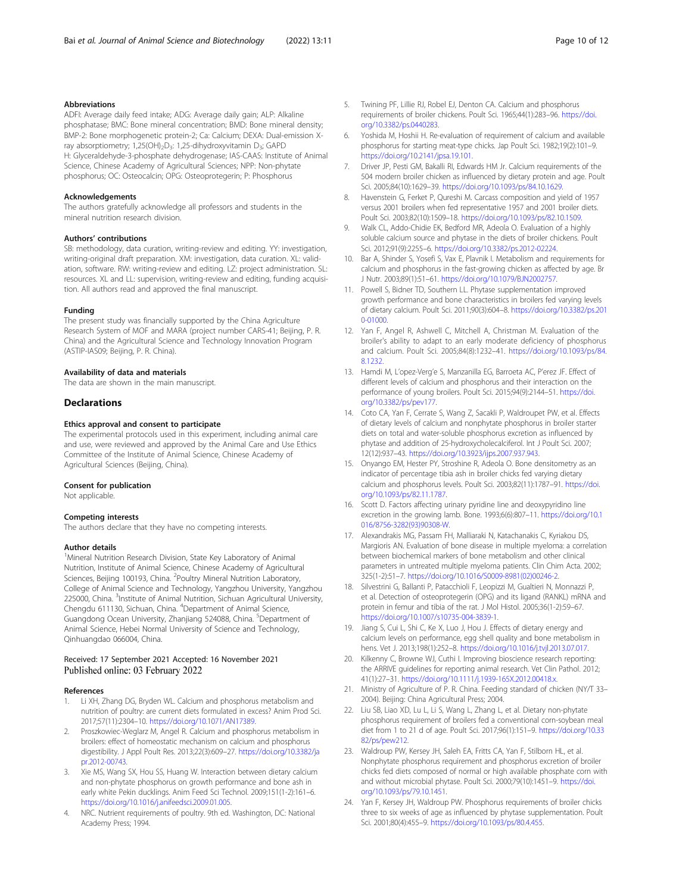### Abbreviations

ADFI: Average daily feed intake; ADG: Average daily gain; ALP: Alkaline phosphatase; BMC: Bone mineral concentration; BMD: Bone mineral density; BMP-2: Bone morphogenetic protein-2; Ca: Calcium; DEXA: Dual-emission X-ray absorptiometry; $1,25(OH)_2D_3$: 1,25-dihydroxyvitamin $D_3$; GAPD H: Glyceraldehyde-3-phosphate dehydrogenase; IAS-CAAS: Institute of Animal Science, Chinese Academy of Agricultural Sciences; NPP: Non-phytate phosphorus; OC: Osteocalcin; OPG: Osteoprotegerin; P: Phosphorus

### Acknowledgements

The authors gratefully acknowledge all professors and students in the mineral nutrition research division.

### Authors' contributions

SB: methodology, data curation, writing-review and editing. YY: investigation, writing-original draft preparation. XM: investigation, data curation. XL: validation, software. RW: writing-review and editing. LZ: project administration. SL: resources. XL and LL: supervision, writing-review and editing, funding acquisition. All authors read and approved the final manuscript.

### Funding

The present study was financially supported by the China Agriculture Research System of MOF and MARA (project number CARS-41; Beijing, P. R. China) and the Agricultural Science and Technology Innovation Program (ASTIP-IAS09; Beijing, P. R. China).

### Availability of data and materials

The data are shown in the main manuscript.

## Declarations

### Ethics approval and consent to participate

The experimental protocols used in this experiment, including animal care and use, were reviewed and approved by the Animal Care and Use Ethics Committee of the Institute of Animal Science, Chinese Academy of Agricultural Sciences (Beijing, China).

### Consent for publication

Not applicable.

### Competing interests

The authors declare that they have no competing interests.

### Author details

[1]Mineral Nutrition Research Division, State Key Laboratory of Animal Nutrition, Institute of Animal Science, Chinese Academy of Agricultural Sciences, Beijing 100193, China. [2]Poultry Mineral Nutrition Laboratory, College of Animal Science and Technology, Yangzhou University, Yangzhou 225000, China. [3]Institute of Animal Nutrition, Sichuan Agricultural University, Chengdu 611130, Sichuan, China. [4]Department of Animal Science, Guangdong Ocean University, Zhanjiang 524088, China. [5]Department of Animal Science, Hebei Normal University of Science and Technology, Qinhuangdao 066004, China.

Received: 17 September 2021 Accepted: 16 November 2021
Published online: 03 February 2022

### References

1. Li XH, Zhang DG, Bryden WL. Calcium and phosphorus metabolism and nutrition of poultry: are current diets formulated in excess? Anim Prod Sci. 2017;57(11):2304–10. https://doi.org/10.1071/AN17389.
2. Proszkowiec-Weglarz M, Angel R. Calcium and phosphorus metabolism in broilers: effect of homeostatic mechanism on calcium and phosphorus digestibility. J Appl Poult Res. 2013;22(3):609–27. https://doi.org/10.3382/japr.2012-00743.
3. Xie MS, Wang SX, Hou SS, Huang W. Interaction between dietary calcium and non-phytate phosphorus on growth performance and bone ash in early white Pekin ducklings. Anim Feed Sci Technol. 2009;151(1-2):161–6. https://doi.org/10.1016/j.anifeedsci.2009.01.005.
4. NRC. Nutrient requirements of poultry. 9th ed. Washington, DC: National Academy Press; 1994.
5. Twining PF, Lillie RJ, Robel EJ, Denton CA. Calcium and phosphorus requirements of broiler chickens. Poult Sci. 1965;44(1):283–96. https://doi.org/10.3382/ps.0440283.
6. Yoshida M, Hoshii H. Re-evaluation of requirement of calcium and available phosphorus for starting meat-type chicks. Jap Poult Sci. 1982;19(2):101–9. https://doi.org/10.2141/jpsa.19.101.
7. Driver JP, Pesti GM, Bakalli RI, Edwards HM Jr. Calcium requirements of the modern broiler chicken as influenced by dietary protein and age. Poult Sci. 2005;84(10):1629–39. https://doi.org/10.1093/ps/84.10.1629.
8. Havenstein G, Ferket P, Qureshi M. Carcass composition and yield of 1957 versus 2001 broilers when fed representative 1957 and 2001 broiler diets. Poult Sci. 2003;82(10):1509–18. https://doi.org/10.1093/ps/82.10.1509.
9. Walk CL, Addo-Chidie EK, Bedford MR, Adeola O. Evaluation of a highly soluble calcium source and phytase in the diets of broiler chickens. Poult Sci. 2012;91(9):2255–6. https://doi.org/10.3382/ps.2012-02224.
10. Bar A, Shinder S, Yosefi S, Vax E, Plavnik I. Metabolism and requirements for calcium and phosphorus in the fast-growing chicken as affected by age. Br J Nutr. 2003;89(1):51–61. https://doi.org/10.1079/BJN2002757.
11. Powell S, Bidner TD, Southern LL. Phytase supplementation improved growth performance and bone characteristics in broilers fed varying levels of dietary calcium. Poult Sci. 2011;90(3):604–8. https://doi.org/10.3382/ps.2010-01000.
12. Yan F, Angel R, Ashwell C, Mitchell A, Christman M. Evaluation of the broiler's ability to adapt to an early moderate deficiency of phosphorus and calcium. Poult Sci. 2005;84(8):1232–41. https://doi.org/10.1093/ps/84.8.1232.
13. Hamdi M, L'opez-Verg'e S, Manzanilla EG, Barroeta AC, P'erez JF. Effect of different levels of calcium and phosphorus and their interaction on the performance of young broilers. Poult Sci. 2015;94(9):2144–51. https://doi.org/10.3382/ps/pev177.
14. Coto CA, Yan F, Cerrate S, Wang Z, Sacakli P, Waldroupet PW, et al. Effects of dietary levels of calcium and nonphytate phosphorus in broiler starter diets on total and water-soluble phosphorus excretion as influenced by phytase and addition of 25-hydroxycholecalciferol. Int J Poult Sci. 2007;12(12):937–43. https://doi.org/10.3923/ijps.2007.937.943.
15. Onyango EM, Hester PY, Stroshine R, Adeola O. Bone densitometry as an indicator of percentage tibia ash in broiler chicks fed varying dietary calcium and phosphorus levels. Poult Sci. 2003;82(11):1787–91. https://doi.org/10.1093/ps/82.11.1787.
16. Scott D. Factors affecting urinary pyridine line and deoxypyridino line excretion in the growing lamb. Bone. 1993;6(6):807–11. https://doi.org/10.1016/8756-3282(93)90308-W.
17. Alexandrakis MG, Passam FH, Malliaraki N, Katachanakis C, Kyriakou DS, Margioris AN. Evaluation of bone disease in multiple myeloma: a correlation between biochemical markers of bone metabolism and other clinical parameters in untreated multiple myeloma patients. Clin Chim Acta. 2002;325(1-2):51–7. https://doi.org/10.1016/S0009-8981(02)00246-2.
18. Silvestrini G, Ballanti P, Patacchioli F, Leopizzi M, Gualtieri N, Monnazzi P, et al. Detection of osteoprotegerin (OPG) and its ligand (RANKL) mRNA and protein in femur and tibia of the rat. J Mol Histol. 2005;36(1-2):59–67. https://doi.org/10.1007/s10735-004-3839-1.
19. Jiang S, Cui L, Shi C, Ke X, Luo J, Hou J. Effects of dietary energy and calcium levels on performance, egg shell quality and bone metabolism in hens. Vet J. 2013;198(1):252–8. https://doi.org/10.1016/j.tvjl.2013.07.017.
20. Kilkenny C, Browne WJ, Cuthi I. Improving bioscience research reporting: the ARRIVE guidelines for reporting animal research. Vet Clin Pathol. 2012;41(1):27–31. https://doi.org/10.1111/j.1939-165X.2012.00418.x.
21. Ministry of Agriculture of P. R. China. Feeding standard of chicken (NY/T 33–2004). Beijing: China Agricultural Press; 2004.
22. Liu SB, Liao XD, Lu L, Li S, Wang L, Zhang L, et al. Dietary non-phytate phosphorus requirement of broilers fed a conventional corn-soybean meal diet from 1 to 21 d of age. Poult Sci. 2017;96(1):151–9. https://doi.org/10.3382/ps/pew212.
23. Waldroup PW, Kersey JH, Saleh EA, Fritts CA, Yan F, Stilborn HL, et al. Nonphytate phosphorus requirement and phosphorus excretion of broiler chicks fed diets composed of normal or high available phosphate corn with and without microbial phytase. Poult Sci. 2000;79(10):1451–9. https://doi.org/10.1093/ps/79.10.1451.
24. Yan F, Kersey JH, Waldroup PW. Phosphorus requirements of broiler chicks three to six weeks of age as influenced by phytase supplementation. Poult Sci. 2001;80(4):455–9. https://doi.org/10.1093/ps/80.4.455.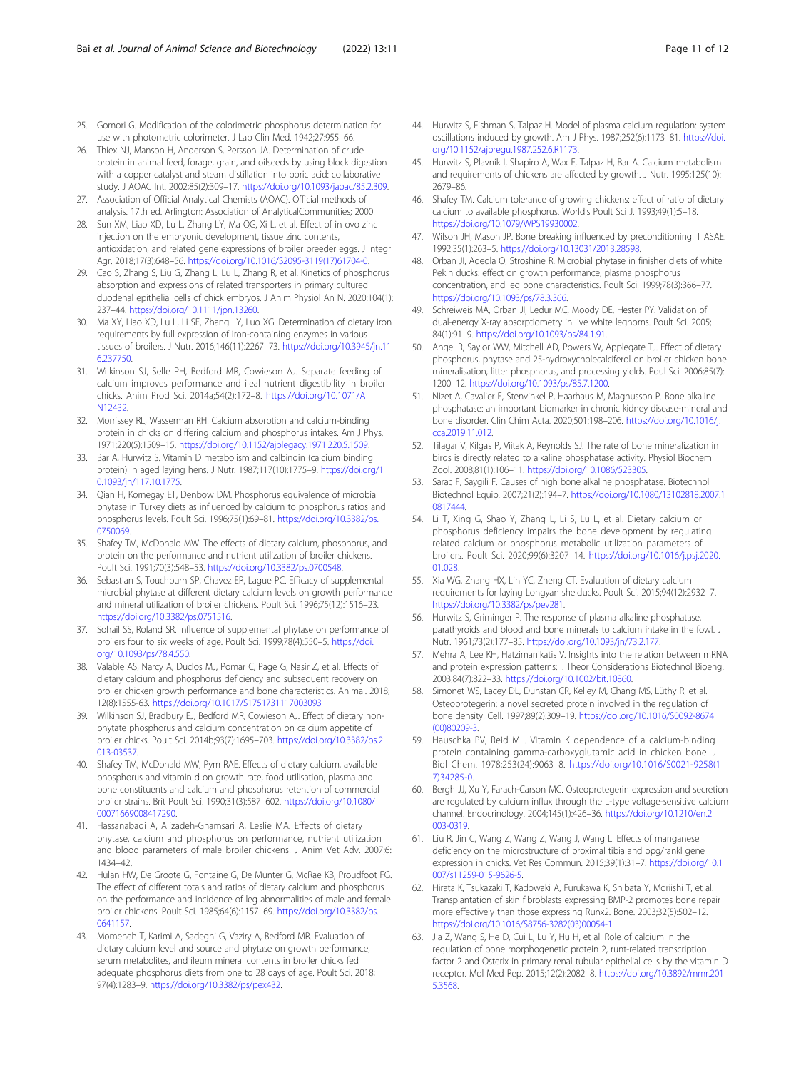25. Gomori G. Modification of the colorimetric phosphorus determination for use with photometric colorimeter. J Lab Clin Med. 1942;27:955–66.
26. Thiex NJ, Manson H, Anderson S, Persson JA. Determination of crude protein in animal feed, forage, grain, and oilseeds by using block digestion with a copper catalyst and steam distillation into boric acid: collaborative study. J AOAC Int. 2002;85(2):309–17. https://doi.org/10.1093/jaoac/85.2.309.
27. Association of Official Analytical Chemists (AOAC). Official methods of analysis. 17th ed. Arlington: Association of AnalyticalCommunities; 2000.
28. Sun XM, Liao XD, Lu L, Zhang LY, Ma QG, Xi L, et al. Effect of in ovo zinc injection on the embryonic development, tissue zinc contents, antioxidation, and related gene expressions of broiler breeder eggs. J Integr Agr. 2018;17(3):648–56. https://doi.org/10.1016/S2095-3119(17)61704-0.
29. Cao S, Zhang S, Liu G, Zhang L, Lu L, Zhang R, et al. Kinetics of phosphorus absorption and expressions of related transporters in primary cultured duodenal epithelial cells of chick embryos. J Anim Physiol An N. 2020;104(1): 237–44. https://doi.org/10.1111/jpn.13260.
30. Ma XY, Liao XD, Lu L, Li SF, Zhang LY, Luo XG. Determination of dietary iron requirements by full expression of iron-containing enzymes in various tissues of broilers. J Nutr. 2016;146(11):2267–73. https://doi.org/10.3945/jn.116.237750.
31. Wilkinson SJ, Selle PH, Bedford MR, Cowieson AJ. Separate feeding of calcium improves performance and ileal nutrient digestibility in broiler chicks. Anim Prod Sci. 2014a;54(2):172–8. https://doi.org/10.1071/AN12432.
32. Morrissey RL, Wasserman RH. Calcium absorption and calcium-binding protein in chicks on differing calcium and phosphorus intakes. Am J Phys. 1971;220(5):1509–15. https://doi.org/10.1152/ajplegacy.1971.220.5.1509.
33. Bar A, Hurwitz S. Vitamin D metabolism and calbindin (calcium binding protein) in aged laying hens. J Nutr. 1987;117(10):1775–9. https://doi.org/10.1093/jn/117.10.1775.
34. Qian H, Kornegay ET, Denbow DM. Phosphorus equivalence of microbial phytase in Turkey diets as influenced by calcium to phosphorus ratios and phosphorus levels. Poult Sci. 1996;75(1):69–81. https://doi.org/10.3382/ps.0750069.
35. Shafey TM, McDonald MW. The effects of dietary calcium, phosphorus, and protein on the performance and nutrient utilization of broiler chickens. Poult Sci. 1991;70(3):548–53. https://doi.org/10.3382/ps.0700548.
36. Sebastian S, Touchburn SP, Chavez ER, Lague PC. Efficacy of supplemental microbial phytase at different dietary calcium levels on growth performance and mineral utilization of broiler chickens. Poult Sci. 1996;75(12):1516–23. https://doi.org/10.3382/ps.0751516.
37. Sohail SS, Roland SR. Influence of supplemental phytase on performance of broilers four to six weeks of age. Poult Sci. 1999;78(4):550–5. https://doi.org/10.1093/ps/78.4.550.
38. Valable AS, Narcy A, Duclos MJ, Pomar C, Page G, Nasir Z, et al. Effects of dietary calcium and phosphorus deficiency and subsequent recovery on broiler chicken growth performance and bone characteristics. Animal. 2018; 12(8):1555-63. https://doi.org/10.1017/S1751731117003093
39. Wilkinson SJ, Bradbury EJ, Bedford MR, Cowieson AJ. Effect of dietary non-phytate phosphorus and calcium concentration on calcium appetite of broiler chicks. Poult Sci. 2014b;93(7):1695–703. https://doi.org/10.3382/ps.2013-03537.
40. Shafey TM, McDonald MW, Pym RAE. Effects of dietary calcium, available phosphorus and vitamin d on growth rate, food utilisation, plasma and bone constituents and calcium and phosphorus retention of commercial broiler strains. Brit Poult Sci. 1990;31(3):587–602. https://doi.org/10.1080/00071669008417290.
41. Hassanabadi A, Alizadeh-Ghamsari A, Leslie MA. Effects of dietary phytase, calcium and phosphorus on performance, nutrient utilization and blood parameters of male broiler chickens. J Anim Vet Adv. 2007;6: 1434–42.
42. Hulan HW, De Groote G, Fontaine G, De Munter G, McRae KB, Proudfoot FG. The effect of different totals and ratios of dietary calcium and phosphorus on the performance and incidence of leg abnormalities of male and female broiler chickens. Poult Sci. 1985;64(6):1157–69. https://doi.org/10.3382/ps.0641157.
43. Momeneh T, Karimi A, Sadeghi G, Vaziry A, Bedford MR. Evaluation of dietary calcium level and source and phytase on growth performance, serum metabolites, and ileum mineral contents in broiler chicks fed adequate phosphorus diets from one to 28 days of age. Poult Sci. 2018; 97(4):1283–9. https://doi.org/10.3382/ps/pex432.
44. Hurwitz S, Fishman S, Talpaz H. Model of plasma calcium regulation: system oscillations induced by growth. Am J Phys. 1987;252(6):1173–81. https://doi.org/10.1152/ajpregu.1987.252.6.R1173.
45. Hurwitz S, Plavnik I, Shapiro A, Wax E, Talpaz H, Bar A. Calcium metabolism and requirements of chickens are affected by growth. J Nutr. 1995;125(10): 2679–86.
46. Shafey TM. Calcium tolerance of growing chickens: effect of ratio of dietary calcium to available phosphorus. World's Poult Sci J. 1993;49(1):5–18. https://doi.org/10.1079/WPS19930002.
47. Wilson JH, Mason JP. Bone breaking influenced by preconditioning. T ASAE. 1992;35(1):263–5. https://doi.org/10.13031/2013.28598.
48. Orban JI, Adeola O, Stroshine R. Microbial phytase in finisher diets of white Pekin ducks: effect on growth performance, plasma phosphorus concentration, and leg bone characteristics. Poult Sci. 1999;78(3):366–77. https://doi.org/10.1093/ps/78.3.366.
49. Schreiweis MA, Orban JI, Ledur MC, Moody DE, Hester PY. Validation of dual-energy X-ray absorptiometry in live white leghorns. Poult Sci. 2005; 84(1):91–9. https://doi.org/10.1093/ps/84.1.91.
50. Angel R, Saylor WW, Mitchell AD, Powers W, Applegate TJ. Effect of dietary phosphorus, phytase and 25-hydroxycholecalciferol on broiler chicken bone mineralisation, litter phosphorus, and processing yields. Poul Sci. 2006;85(7): 1200–12. https://doi.org/10.1093/ps/85.7.1200.
51. Nizet A, Cavalier E, Stenvinkel P, Haarhaus M, Magnusson P. Bone alkaline phosphatase: an important biomarker in chronic kidney disease-mineral and bone disorder. Clin Chim Acta. 2020;501:198–206. https://doi.org/10.1016/j.cca.2019.11.012.
52. Tilagar V, Kilgas P, Viitak A, Reynolds SJ. The rate of bone mineralization in birds is directly related to alkaline phosphatase activity. Physiol Biochem Zool. 2008;81(1):106–11. https://doi.org/10.1086/523305.
53. Sarac F, Saygili F. Causes of high bone alkaline phosphatase. Biotechnol Biotechnol Equip. 2007;21(2):194–7. https://doi.org/10.1080/13102818.2007.10817444.
54. Li T, Xing G, Shao Y, Zhang L, Li S, Lu L, et al. Dietary calcium or phosphorus deficiency impairs the bone development by regulating related calcium or phosphorus metabolic utilization parameters of broilers. Poult Sci. 2020;99(6):3207–14. https://doi.org/10.1016/j.psj.2020.01.028.
55. Xia WG, Zhang HX, Lin YC, Zheng CT. Evaluation of dietary calcium requirements for laying Longyan shelducks. Poult Sci. 2015;94(12):2932–7. https://doi.org/10.3382/ps/pev281.
56. Hurwitz S, Griminger P. The response of plasma alkaline phosphatase, parathyroids and blood and bone minerals to calcium intake in the fowl. J Nutr. 1961;73(2):177–85. https://doi.org/10.1093/jn/73.2.177.
57. Mehra A, Lee KH, Hatzimanikatis V. Insights into the relation between mRNA and protein expression patterns: I. Theor Considerations Biotechnol Bioeng. 2003;84(7):822–33. https://doi.org/10.1002/bit.10860.
58. Simonet WS, Lacey DL, Dunstan CR, Kelley M, Chang MS, Lüthy R, et al. Osteoprotegerin: a novel secreted protein involved in the regulation of bone density. Cell. 1997;89(2):309–19. https://doi.org/10.1016/S0092-8674(00)80209-3.
59. Hauschka PV, Reid ML. Vitamin K dependence of a calcium-binding protein containing gamma-carboxyglutamic acid in chicken bone. J Biol Chem. 1978;253(24):9063–8. https://doi.org/10.1016/S0021-9258(17)34285-0.
60. Bergh JJ, Xu Y, Farach-Carson MC. Osteoprotegerin expression and secretion are regulated by calcium influx through the L-type voltage-sensitive calcium channel. Endocrinology. 2004;145(1):426–36. https://doi.org/10.1210/en.2003-0319.
61. Liu R, Jin C, Wang Z, Wang Z, Wang J, Wang L. Effects of manganese deficiency on the microstructure of proximal tibia and opg/rankl gene expression in chicks. Vet Res Commun. 2015;39(1):31–7. https://doi.org/10.1007/s11259-015-9626-5.
62. Hirata K, Tsukazaki T, Kadowaki A, Furukawa K, Shibata Y, Moriishi T, et al. Transplantation of skin fibroblasts expressing BMP-2 promotes bone repair more effectively than those expressing Runx2. Bone. 2003;32(5):502–12. https://doi.org/10.1016/S8756-3282(03)00054-1.
63. Jia Z, Wang S, He D, Cui L, Lu Y, Hu H, et al. Role of calcium in the regulation of bone morphogenetic protein 2, runt-related transcription factor 2 and Osterix in primary renal tubular epithelial cells by the vitamin D receptor. Mol Med Rep. 2015;12(2):2082–8. https://doi.org/10.3892/mmr.2015.3568.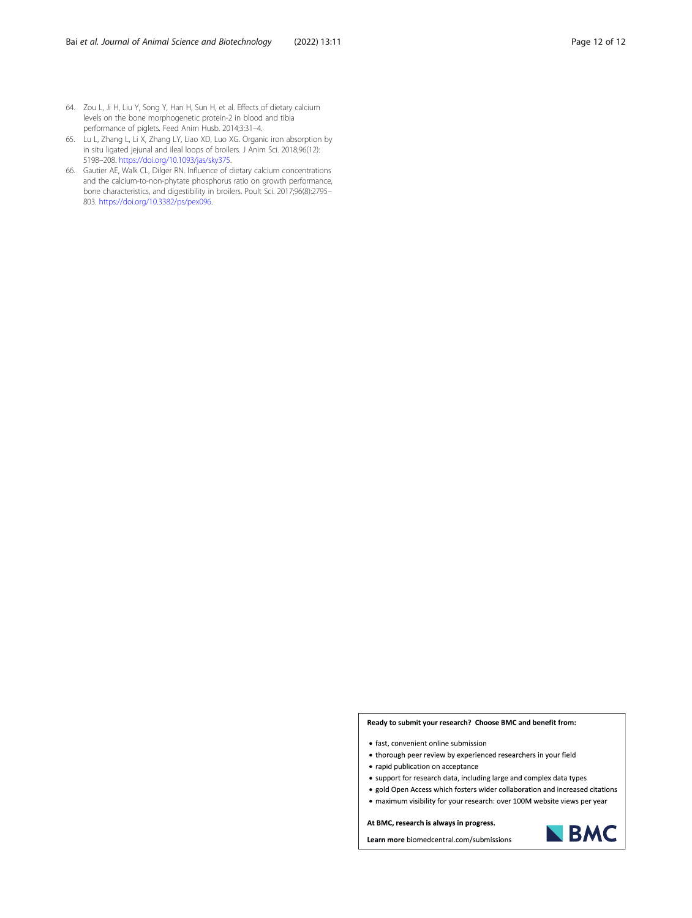64. Zou L, Ji H, Liu Y, Song Y, Han H, Sun H, et al. Effects of dietary calcium levels on the bone morphogenetic protein-2 in blood and tibia performance of piglets. Feed Anim Husb. 2014;3:31–4.
65. Lu L, Zhang L, Li X, Zhang LY, Liao XD, Luo XG. Organic iron absorption by in situ ligated jejunal and ileal loops of broilers. J Anim Sci. 2018;96(12): 5198–208. https://doi.org/10.1093/jas/sky375.
66. Gautier AE, Walk CL, Dilger RN. Influence of dietary calcium concentrations and the calcium-to-non-phytate phosphorus ratio on growth performance, bone characteristics, and digestibility in broilers. Poult Sci. 2017;96(8):2795–803. https://doi.org/10.3382/ps/pex096.

**Ready to submit your research? Choose BMC and benefit from:**

- fast, convenient online submission
- thorough peer review by experienced researchers in your field
- rapid publication on acceptance
- support for research data, including large and complex data types
- gold Open Access which fosters wider collaboration and increased citations
- maximum visibility for your research: over 100M website views per year

**At BMC, research is always in progress.**

**Learn more** biomedcentral.com/submissions

BMC